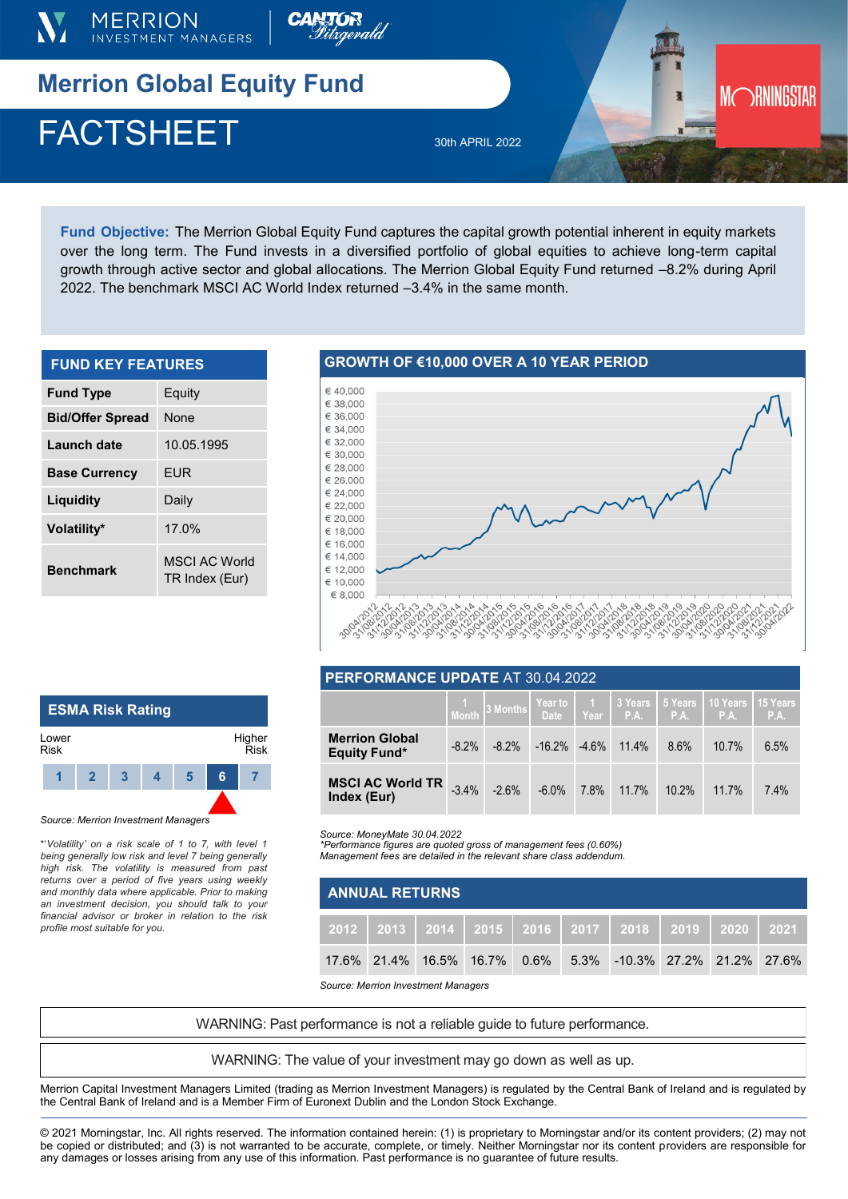MERRION INVESTMENT MANAGERS

CANTOR Fitzgerald

# Merrion Global Equity Fund

# FACTSHEET

30th APRIL 2022

MORNINGSTAR

**Fund Objective:** The Merrion Global Equity Fund captures the capital growth potential inherent in equity markets over the long term. The Fund invests in a diversified portfolio of global equities to achieve long-term capital growth through active sector and global allocations. The Merrion Global Equity Fund returned –8.2% during April 2022. The benchmark MSCI AC World Index returned –3.4% in the same month.

## FUND KEY FEATURES

| | |
|---|---|
| **Fund Type** | Equity |
| **Bid/Offer Spread** | None |
| **Launch date** | 10.05.1995 |
| **Base Currency** | EUR |
| **Liquidity** | Daily |
| **Volatility*** | 17.0% |
| **Benchmark** | MSCI AC World TR Index (Eur) |

## GROWTH OF €10,000 OVER A 10 YEAR PERIOD

€ 40,000
€ 38,000
€ 36,000
€ 34,000
€ 32,000
€ 30,000
€ 28,000
€ 26,000
€ 24,000
€ 22,000
€ 20,000
€ 18,000
€ 16,000
€ 14,000
€ 12,000
€ 10,000
€ 8,000

30/04/2012, 31/08/2012, 31/12/2012, 30/04/2013, 31/08/2013, 31/12/2013, 30/04/2014, 31/08/2014, 31/12/2014, 30/04/2015, 31/08/2015, 31/12/2015, 30/04/2016, 31/08/2016, 31/12/2016, 30/04/2017, 31/08/2017, 31/12/2017, 30/04/2018, 31/08/2018, 31/12/2018, 30/04/2019, 31/08/2019, 31/12/2019, 30/04/2020, 31/08/2020, 31/12/2020, 30/04/2021, 31/08/2021, 31/12/2021, 30/04/2022

## ESMA Risk Rating

Lower Risk — Higher Risk

1 2 3 4 5 **6** 7

*Source: Merrion Investment Managers*

*'Volatility' on a risk scale of 1 to 7, with level 1 being generally low risk and level 7 being generally high risk. The volatility is measured from past returns over a period of five years using weekly and monthly data where applicable. Prior to making an investment decision, you should talk to your financial advisor or broker in relation to the risk profile most suitable for you.*

## PERFORMANCE UPDATE AT 30.04.2022

| | 1 Month | 3 Months | Year to Date | 1 Year | 3 Years P.A. | 5 Years P.A. | 10 Years P.A. | 15 Years P.A. |
|---|---|---|---|---|---|---|---|---|
| **Merrion Global Equity Fund*** | -8.2% | -8.2% | -16.2% | -4.6% | 11.4% | 8.6% | 10.7% | 6.5% |
| **MSCI AC World TR Index (Eur)** | -3.4% | -2.6% | -6.0% | 7.8% | 11.7% | 10.2% | 11.7% | 7.4% |

*Source: MoneyMate 30.04.2022*
*\*Performance figures are quoted gross of management fees (0.60%)*
*Management fees are detailed in the relevant share class addendum.*

## ANNUAL RETURNS

| 2012 | 2013 | 2014 | 2015 | 2016 | 2017 | 2018 | 2019 | 2020 | 2021 |
|---|---|---|---|---|---|---|---|---|---|
| 17.6% | 21.4% | 16.5% | 16.7% | 0.6% | 5.3% | -10.3% | 27.2% | 21.2% | 27.6% |

*Source: Merrion Investment Managers*

WARNING: Past performance is not a reliable guide to future performance.

WARNING: The value of your investment may go down as well as up.

Merrion Capital Investment Managers Limited (trading as Merrion Investment Managers) is regulated by the Central Bank of Ireland and is regulated by the Central Bank of Ireland and is a Member Firm of Euronext Dublin and the London Stock Exchange.

© 2021 Morningstar, Inc. All rights reserved. The information contained herein: (1) is proprietary to Morningstar and/or its content providers; (2) may not be copied or distributed; and (3) is not warranted to be accurate, complete, or timely. Neither Morningstar nor its content providers are responsible for any damages or losses arising from any use of this information. Past performance is no guarantee of future results.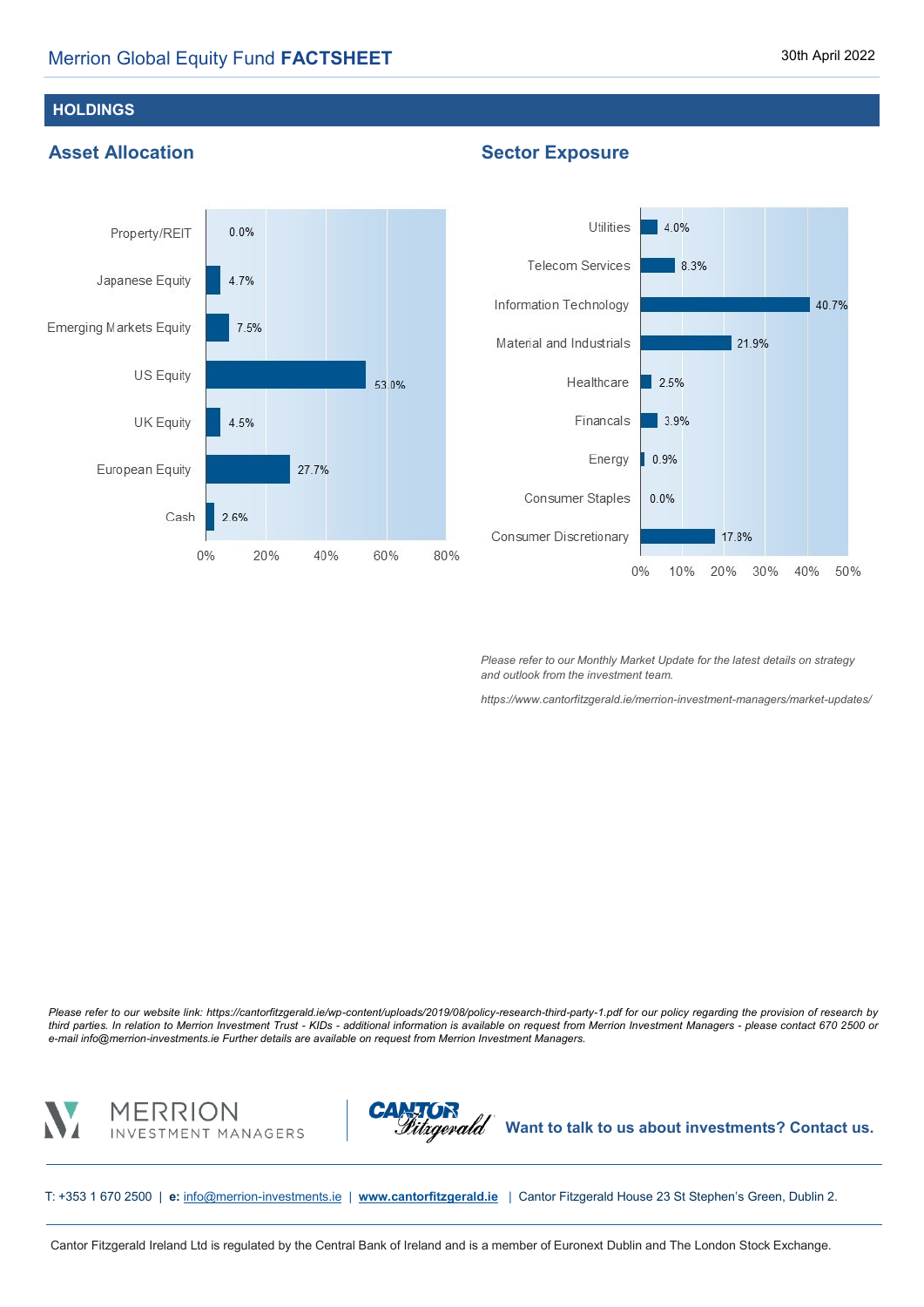Merrion Global Equity Fund **FACTSHEET**

30th April 2022

## HOLDINGS

### Asset Allocation

Property/REIT 0.0%
Japanese Equity 4.7%
Emerging Markets Equity 7.5%
US Equity 53.0%
UK Equity 4.5%
European Equity 27.7%
Cash 2.6%

0% 20% 40% 60% 80%

### Sector Exposure

Utilities 4.0%
Telecom Services 8.3%
Information Technology 40.7%
Material and Industrials 21.9%
Healthcare 2.5%
Financals 3.9%
Energy 0.9%
Consumer Staples 0.0%
Consumer Discretionary 17.8%

0% 10% 20% 30% 40% 50%

*Please refer to our Monthly Market Update for the latest details on strategy and outlook from the investment team.*

*https://www.cantorfitzgerald.ie/merrion-investment-managers/market-updates/*

*Please refer to our website link: https://cantorfitzgerald.ie/wp-content/uploads/2019/08/policy-research-third-party-1.pdf for our policy regarding the provision of research by third parties. In relation to Merrion Investment Trust - KIDs - additional information is available on request from Merrion Investment Managers - please contact 670 2500 or e-mail info@merrion-investments.ie Further details are available on request from Merrion Investment Managers.*

MERRION INVESTMENT MANAGERS

CANTOR Fitzgerald

**Want to talk to us about investments? Contact us.**

T: +353 1 670 2500 | **e:** info@merrion-investments.ie | **www.cantorfitzgerald.ie** | Cantor Fitzgerald House 23 St Stephen's Green, Dublin 2.

Cantor Fitzgerald Ireland Ltd is regulated by the Central Bank of Ireland and is a member of Euronext Dublin and The London Stock Exchange.